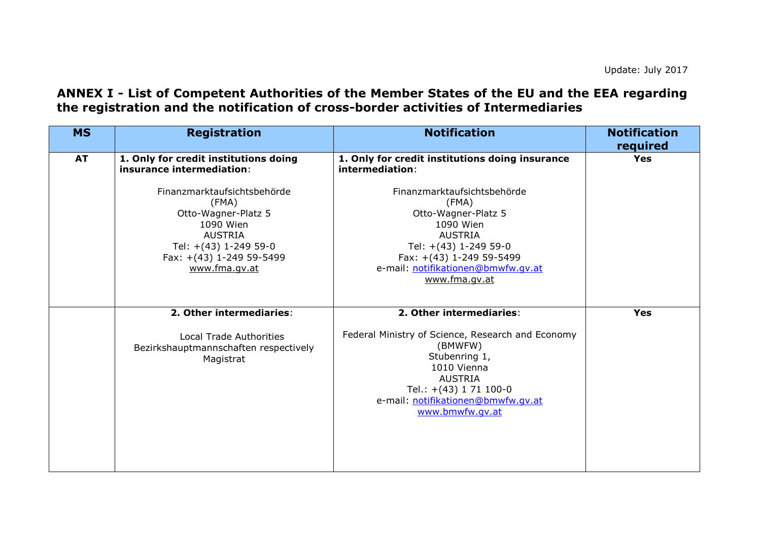Update: July 2017

# ANNEX I - List of Competent Authorities of the Member States of the EU and the EEA regarding the registration and the notification of cross-border activities of Intermediaries

| MS | Registration | Notification | Notification required |
|---|---|---|---|
| **AT** | **1. Only for credit institutions doing insurance intermediation**:<br><br>Finanzmarktaufsichtsbehörde<br>(FMA)<br>Otto-Wagner-Platz 5<br>1090 Wien<br>AUSTRIA<br>Tel: +(43) 1-249 59-0<br>Fax: +(43) 1-249 59-5499<br>www.fma.gv.at | **1. Only for credit institutions doing insurance intermediation**:<br><br>Finanzmarktaufsichtsbehörde<br>(FMA)<br>Otto-Wagner-Platz 5<br>1090 Wien<br>AUSTRIA<br>Tel: +(43) 1-249 59-0<br>Fax: +(43) 1-249 59-5499<br>e-mail: notifikationen@bmwfw.gv.at<br>www.fma.gv.at | **Yes** |
| | **2. Other intermediaries**:<br><br>Local Trade Authorities<br>Bezirkshauptmannschaften respectively<br>Magistrat | **2. Other intermediaries**:<br><br>Federal Ministry of Science, Research and Economy<br>(BMWFW)<br>Stubenring 1,<br>1010 Vienna<br>AUSTRIA<br>Tel.: +(43) 1 71 100-0<br>e-mail: notifikationen@bmwfw.gv.at<br>www.bmwfw.gv.at | **Yes** |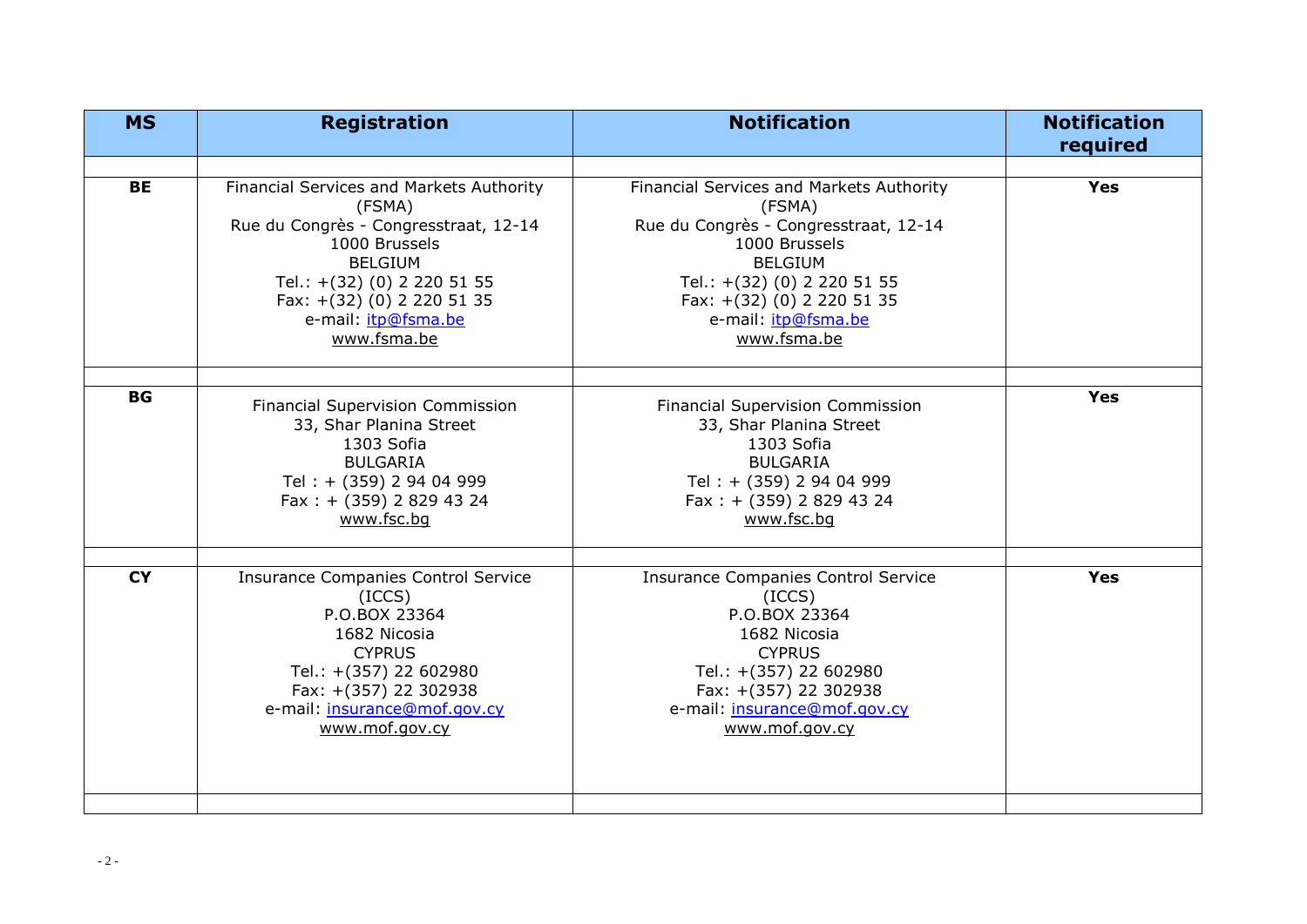| MS | Registration | Notification | Notification required |
|---|---|---|---|
| | | | |
| **BE** | Financial Services and Markets Authority (FSMA)<br>Rue du Congrès - Congresstraat, 12-14<br>1000 Brussels<br>BELGIUM<br>Tel.: +(32) (0) 2 220 51 55<br>Fax: +(32) (0) 2 220 51 35<br>e-mail: itp@fsma.be<br>www.fsma.be | Financial Services and Markets Authority (FSMA)<br>Rue du Congrès - Congresstraat, 12-14<br>1000 Brussels<br>BELGIUM<br>Tel.: +(32) (0) 2 220 51 55<br>Fax: +(32) (0) 2 220 51 35<br>e-mail: itp@fsma.be<br>www.fsma.be | **Yes** |
| | | | |
| **BG** | Financial Supervision Commission<br>33, Shar Planina Street<br>1303 Sofia<br>BULGARIA<br>Tel : + (359) 2 94 04 999<br>Fax : + (359) 2 829 43 24<br>www.fsc.bg | Financial Supervision Commission<br>33, Shar Planina Street<br>1303 Sofia<br>BULGARIA<br>Tel : + (359) 2 94 04 999<br>Fax : + (359) 2 829 43 24<br>www.fsc.bg | **Yes** |
| | | | |
| **CY** | Insurance Companies Control Service (ICCS)<br>P.O.BOX 23364<br>1682 Nicosia<br>CYPRUS<br>Tel.: +(357) 22 602980<br>Fax: +(357) 22 302938<br>e-mail: insurance@mof.gov.cy<br>www.mof.gov.cy | Insurance Companies Control Service (ICCS)<br>P.O.BOX 23364<br>1682 Nicosia<br>CYPRUS<br>Tel.: +(357) 22 602980<br>Fax: +(357) 22 302938<br>e-mail: insurance@mof.gov.cy<br>www.mof.gov.cy | **Yes** |
| | | | |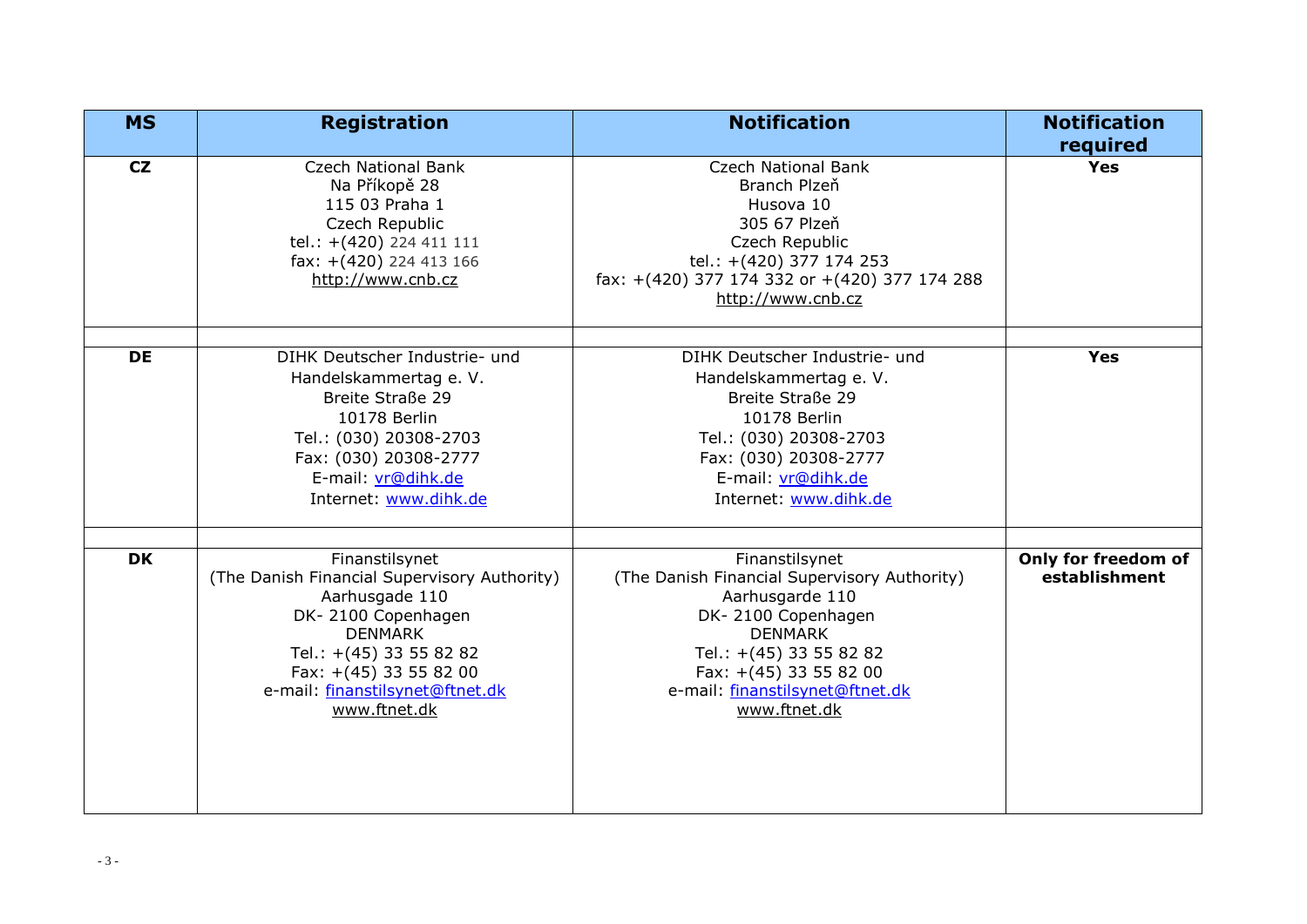| MS | Registration | Notification | Notification required |
| --- | --- | --- | --- |
| **CZ** | Czech National Bank<br>Na Příkopě 28<br>115 03 Praha 1<br>Czech Republic<br>tel.: +(420) 224 411 111<br>fax: +(420) 224 413 166<br>http://www.cnb.cz | Czech National Bank<br>Branch Plzeň<br>Husova 10<br>305 67 Plzeň<br>Czech Republic<br>tel.: +(420) 377 174 253<br>fax: +(420) 377 174 332 or +(420) 377 174 288<br>http://www.cnb.cz | **Yes** |
| | | | |
| **DE** | DIHK Deutscher Industrie- und Handelskammertag e. V.<br>Breite Straße 29<br>10178 Berlin<br>Tel.: (030) 20308-2703<br>Fax: (030) 20308-2777<br>E-mail: vr@dihk.de<br>Internet: www.dihk.de | DIHK Deutscher Industrie- und Handelskammertag e. V.<br>Breite Straße 29<br>10178 Berlin<br>Tel.: (030) 20308-2703<br>Fax: (030) 20308-2777<br>E-mail: vr@dihk.de<br>Internet: www.dihk.de | **Yes** |
| | | | |
| **DK** | Finanstilsynet<br>(The Danish Financial Supervisory Authority)<br>Aarhusgade 110<br>DK- 2100 Copenhagen<br>DENMARK<br>Tel.: +(45) 33 55 82 82<br>Fax: +(45) 33 55 82 00<br>e-mail: finanstilsynet@ftnet.dk<br>www.ftnet.dk | Finanstilsynet<br>(The Danish Financial Supervisory Authority)<br>Aarhusgarde 110<br>DK- 2100 Copenhagen<br>DENMARK<br>Tel.: +(45) 33 55 82 82<br>Fax: +(45) 33 55 82 00<br>e-mail: finanstilsynet@ftnet.dk<br>www.ftnet.dk | **Only for freedom of establishment** |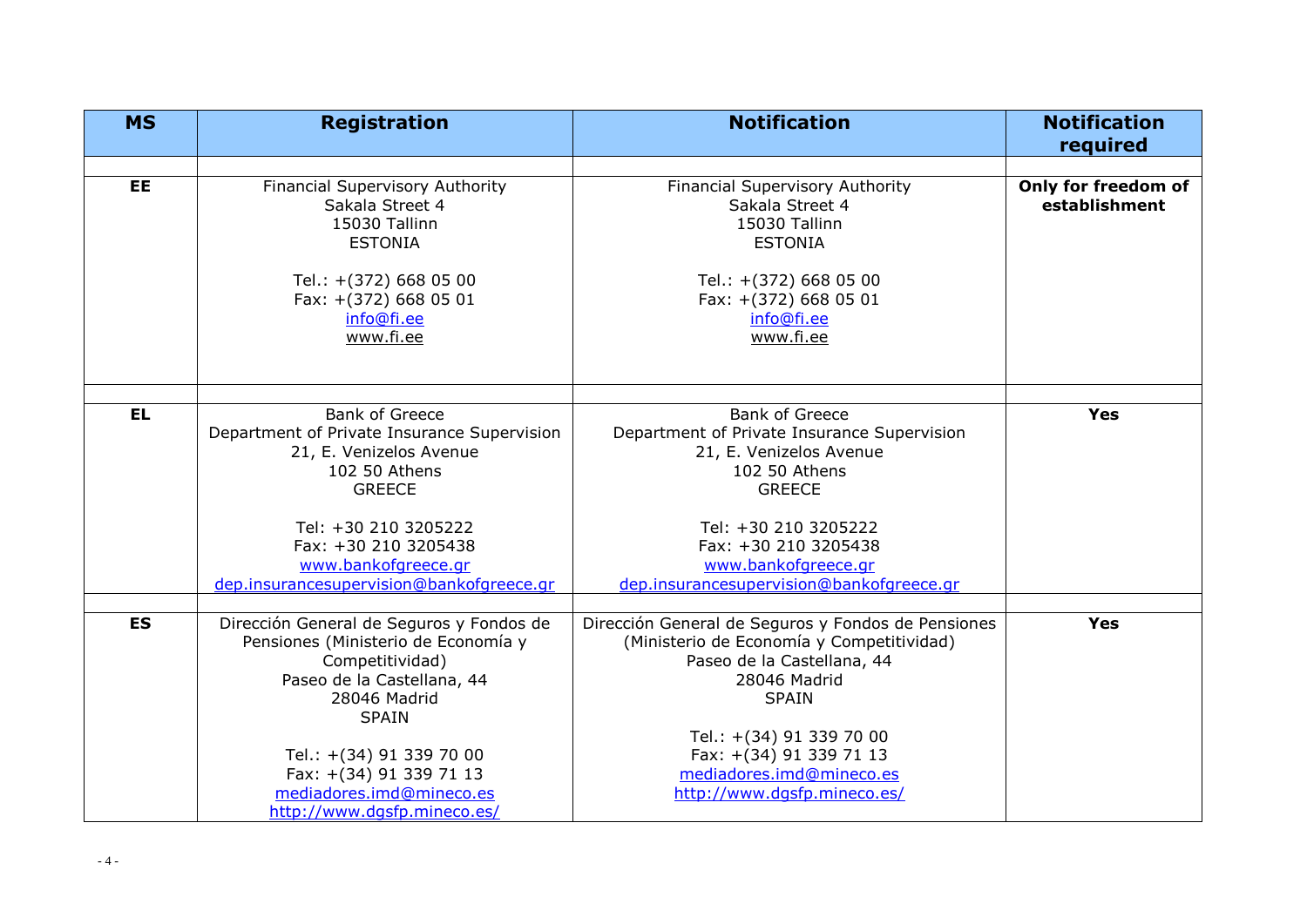| MS | Registration | Notification | Notification required |
|---|---|---|---|
| | | | |
| **EE** | Financial Supervisory Authority<br>Sakala Street 4<br>15030 Tallinn<br>ESTONIA<br><br>Tel.: +(372) 668 05 00<br>Fax: +(372) 668 05 01<br>info@fi.ee<br>www.fi.ee | Financial Supervisory Authority<br>Sakala Street 4<br>15030 Tallinn<br>ESTONIA<br><br>Tel.: +(372) 668 05 00<br>Fax: +(372) 668 05 01<br>info@fi.ee<br>www.fi.ee | **Only for freedom of establishment** |
| | | | |
| **EL** | Bank of Greece<br>Department of Private Insurance Supervision<br>21, E. Venizelos Avenue<br>102 50 Athens<br>GREECE<br><br>Tel: +30 210 3205222<br>Fax: +30 210 3205438<br>www.bankofgreece.gr<br>dep.insurancesupervision@bankofgreece.gr | Bank of Greece<br>Department of Private Insurance Supervision<br>21, E. Venizelos Avenue<br>102 50 Athens<br>GREECE<br><br>Tel: +30 210 3205222<br>Fax: +30 210 3205438<br>www.bankofgreece.gr<br>dep.insurancesupervision@bankofgreece.gr | **Yes** |
| | | | |
| **ES** | Dirección General de Seguros y Fondos de Pensiones (Ministerio de Economía y Competitividad)<br>Paseo de la Castellana, 44<br>28046 Madrid<br>SPAIN<br><br>Tel.: +(34) 91 339 70 00<br>Fax: +(34) 91 339 71 13<br>mediadores.imd@mineco.es<br>http://www.dgsfp.mineco.es/ | Dirección General de Seguros y Fondos de Pensiones (Ministerio de Economía y Competitividad)<br>Paseo de la Castellana, 44<br>28046 Madrid<br>SPAIN<br><br>Tel.: +(34) 91 339 70 00<br>Fax: +(34) 91 339 71 13<br>mediadores.imd@mineco.es<br>http://www.dgsfp.mineco.es/ | **Yes** |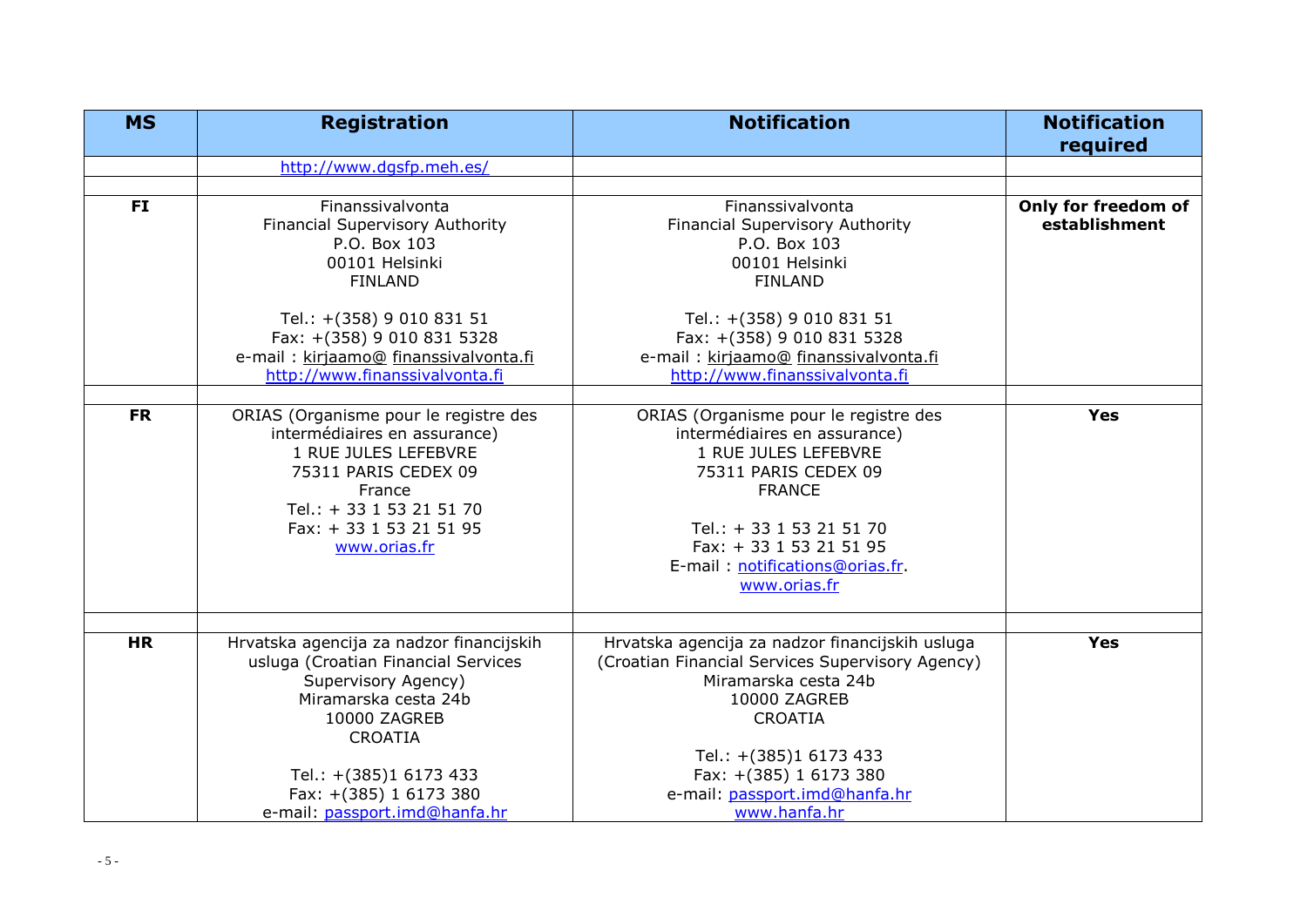| MS | Registration | Notification | Notification required |
|---|---|---|---|
| | http://www.dgsfp.meh.es/ | | |
| | | | |
| **FI** | Finanssivalvonta<br>Financial Supervisory Authority<br>P.O. Box 103<br>00101 Helsinki<br>FINLAND<br><br>Tel.: +(358) 9 010 831 51<br>Fax: +(358) 9 010 831 5328<br>e-mail : kirjaamo@ finanssivalvonta.fi<br>http://www.finanssivalvonta.fi | Finanssivalvonta<br>Financial Supervisory Authority<br>P.O. Box 103<br>00101 Helsinki<br>FINLAND<br><br>Tel.: +(358) 9 010 831 51<br>Fax: +(358) 9 010 831 5328<br>e-mail : kirjaamo@ finanssivalvonta.fi<br>http://www.finanssivalvonta.fi | **Only for freedom of establishment** |
| | | | |
| **FR** | ORIAS (Organisme pour le registre des intermédiaires en assurance)<br>1 RUE JULES LEFEBVRE<br>75311 PARIS CEDEX 09<br>France<br>Tel.: + 33 1 53 21 51 70<br>Fax: + 33 1 53 21 51 95<br>www.orias.fr | ORIAS (Organisme pour le registre des intermédiaires en assurance)<br>1 RUE JULES LEFEBVRE<br>75311 PARIS CEDEX 09<br>FRANCE<br><br>Tel.: + 33 1 53 21 51 70<br>Fax: + 33 1 53 21 51 95<br>E-mail : notifications@orias.fr.<br>www.orias.fr | **Yes** |
| | | | |
| **HR** | Hrvatska agencija za nadzor financijskih usluga (Croatian Financial Services Supervisory Agency)<br>Miramarska cesta 24b<br>10000 ZAGREB<br>CROATIA<br><br>Tel.: +(385)1 6173 433<br>Fax: +(385) 1 6173 380<br>e-mail: passport.imd@hanfa.hr | Hrvatska agencija za nadzor financijskih usluga (Croatian Financial Services Supervisory Agency)<br>Miramarska cesta 24b<br>10000 ZAGREB<br>CROATIA<br><br>Tel.: +(385)1 6173 433<br>Fax: +(385) 1 6173 380<br>e-mail: passport.imd@hanfa.hr<br>www.hanfa.hr | **Yes** |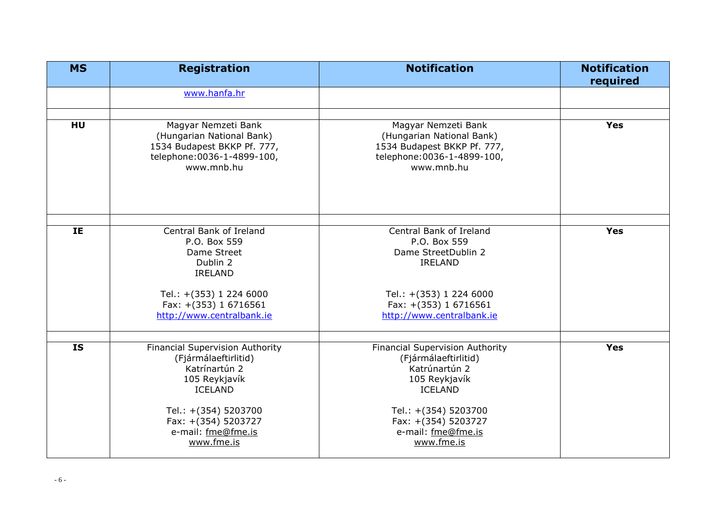| MS | Registration | Notification | Notification required |
|---|---|---|---|
| | www.hanfa.hr | | |
| | | | |
| **HU** | Magyar Nemzeti Bank<br>(Hungarian National Bank)<br>1534 Budapest BKKP Pf. 777,<br>telephone:0036-1-4899-100,<br>www.mnb.hu | Magyar Nemzeti Bank<br>(Hungarian National Bank)<br>1534 Budapest BKKP Pf. 777,<br>telephone:0036-1-4899-100,<br>www.mnb.hu | **Yes** |
| | | | |
| **IE** | Central Bank of Ireland<br>P.O. Box 559<br>Dame Street<br>Dublin 2<br>IRELAND<br><br>Tel.: +(353) 1 224 6000<br>Fax: +(353) 1 6716561<br>http://www.centralbank.ie | Central Bank of Ireland<br>P.O. Box 559<br>Dame StreetDublin 2<br>IRELAND<br><br>Tel.: +(353) 1 224 6000<br>Fax: +(353) 1 6716561<br>http://www.centralbank.ie | **Yes** |
| | | | |
| **IS** | Financial Supervision Authority<br>(Fjármálaeftirlitid)<br>Katrínartún 2<br>105 Reykjavík<br>ICELAND<br><br>Tel.: +(354) 5203700<br>Fax: +(354) 5203727<br>e-mail: fme@fme.is<br>www.fme.is | Financial Supervision Authority<br>(Fjármálaeftirlitid)<br>Katrúnartún 2<br>105 Reykjavík<br>ICELAND<br><br>Tel.: +(354) 5203700<br>Fax: +(354) 5203727<br>e-mail: fme@fme.is<br>www.fme.is | **Yes** |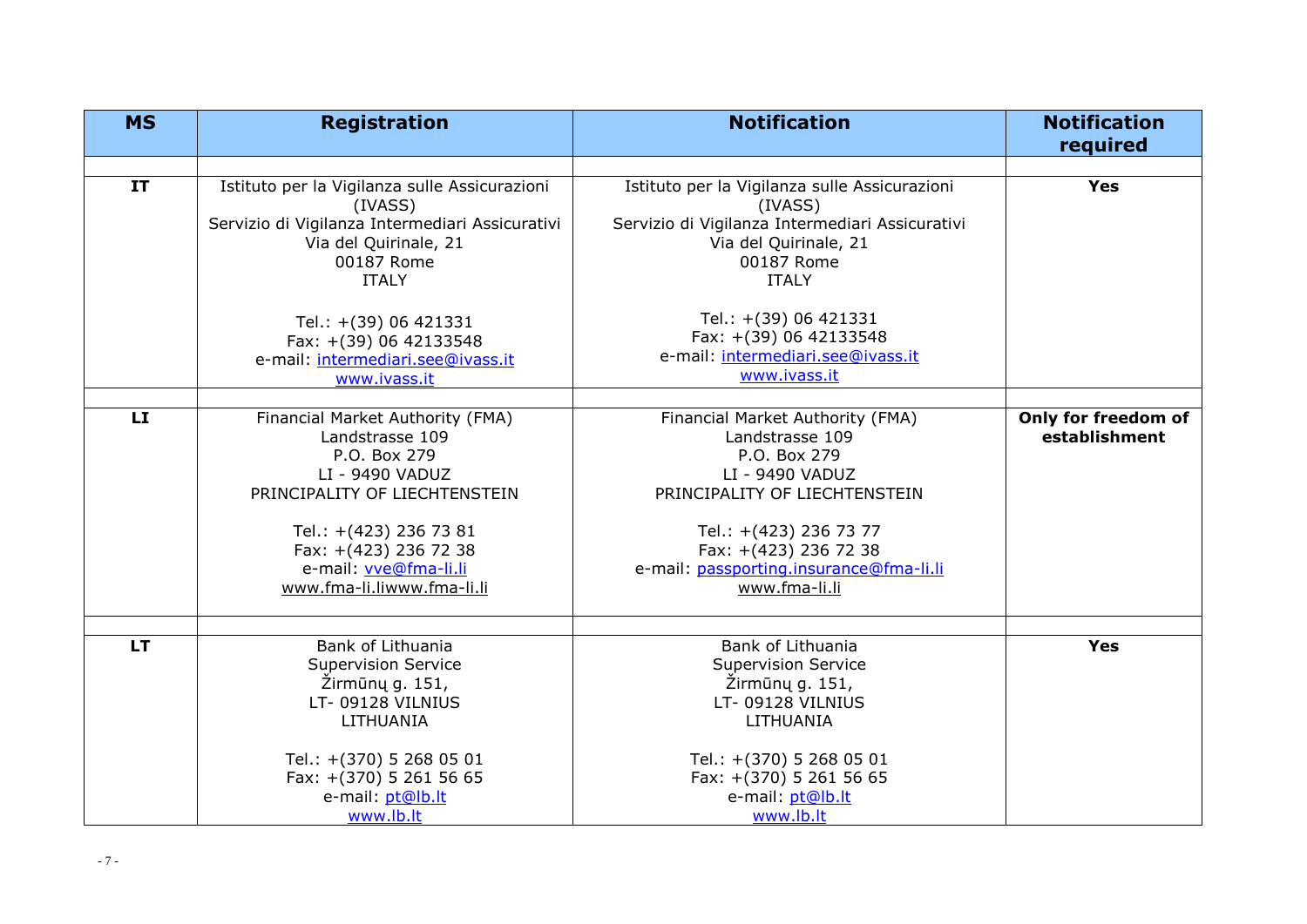| MS | Registration | Notification | Notification required |
|---|---|---|---|
| | | | |
| **IT** | Istituto per la Vigilanza sulle Assicurazioni (IVASS)<br>Servizio di Vigilanza Intermediari Assicurativi<br>Via del Quirinale, 21<br>00187 Rome<br>ITALY<br><br>Tel.: +(39) 06 421331<br>Fax: +(39) 06 42133548<br>e-mail: intermediari.see@ivass.it<br>www.ivass.it | Istituto per la Vigilanza sulle Assicurazioni (IVASS)<br>Servizio di Vigilanza Intermediari Assicurativi<br>Via del Quirinale, 21<br>00187 Rome<br>ITALY<br><br>Tel.: +(39) 06 421331<br>Fax: +(39) 06 42133548<br>e-mail: intermediari.see@ivass.it<br>www.ivass.it | **Yes** |
| | | | |
| **LI** | Financial Market Authority (FMA)<br>Landstrasse 109<br>P.O. Box 279<br>LI - 9490 VADUZ<br>PRINCIPALITY OF LIECHTENSTEIN<br><br>Tel.: +(423) 236 73 81<br>Fax: +(423) 236 72 38<br>e-mail: vve@fma-li.li<br>www.fma-li.liwww.fma-li.li | Financial Market Authority (FMA)<br>Landstrasse 109<br>P.O. Box 279<br>LI - 9490 VADUZ<br>PRINCIPALITY OF LIECHTENSTEIN<br><br>Tel.: +(423) 236 73 77<br>Fax: +(423) 236 72 38<br>e-mail: passporting.insurance@fma-li.li<br>www.fma-li.li | **Only for freedom of establishment** |
| | | | |
| **LT** | Bank of Lithuania<br>Supervision Service<br>Žirmūnų g. 151,<br>LT- 09128 VILNIUS<br>LITHUANIA<br><br>Tel.: +(370) 5 268 05 01<br>Fax: +(370) 5 261 56 65<br>e-mail: pt@lb.lt<br>www.lb.lt | Bank of Lithuania<br>Supervision Service<br>Žirmūnų g. 151,<br>LT- 09128 VILNIUS<br>LITHUANIA<br><br>Tel.: +(370) 5 268 05 01<br>Fax: +(370) 5 261 56 65<br>e-mail: pt@lb.lt<br>www.lb.lt | **Yes** |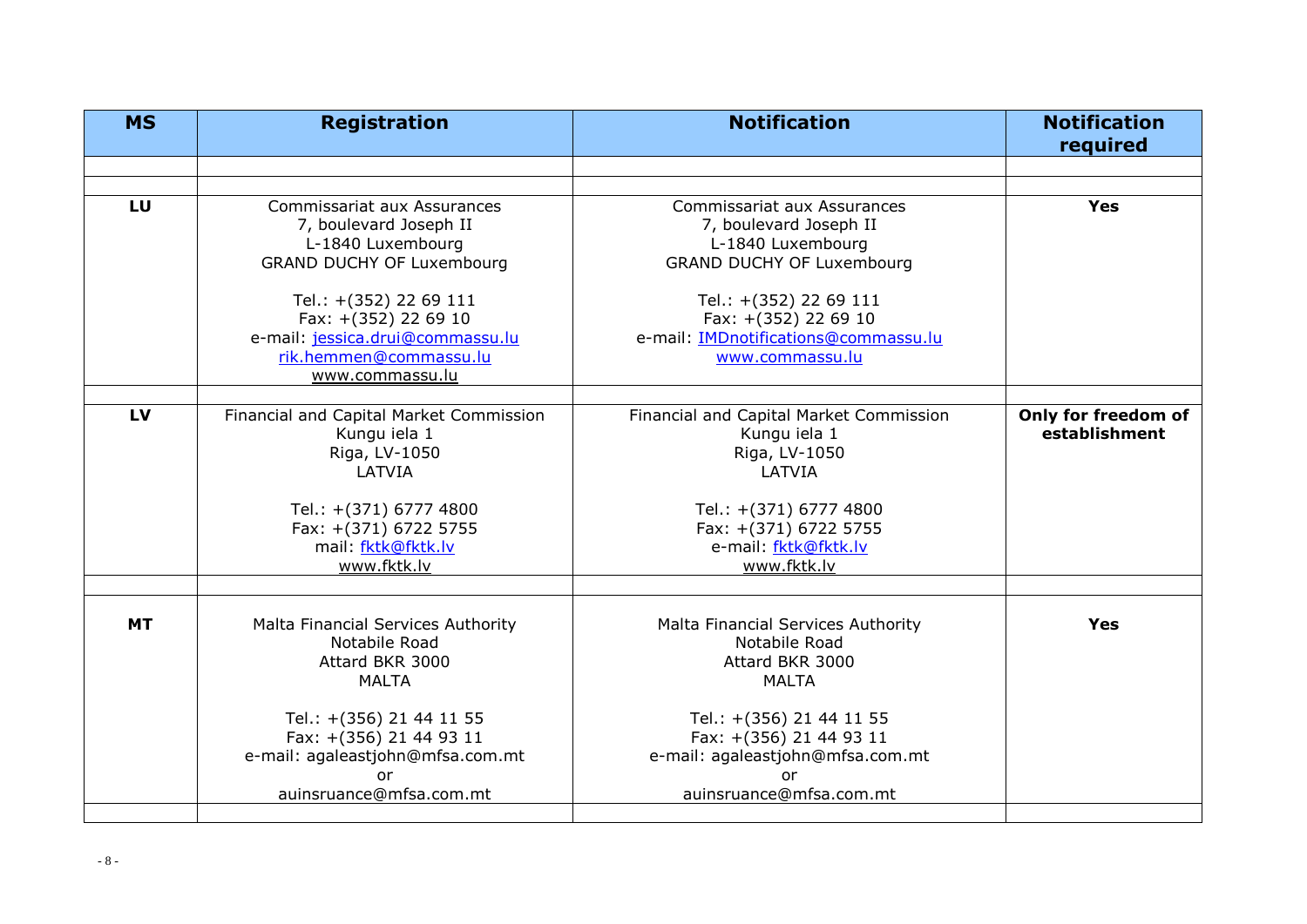| MS | Registration | Notification | Notification required |
|---|---|---|---|
| | | | |
| | | | |
| **LU** | Commissariat aux Assurances<br>7, boulevard Joseph II<br>L-1840 Luxembourg<br>GRAND DUCHY OF Luxembourg<br><br>Tel.: +(352) 22 69 111<br>Fax: +(352) 22 69 10<br>e-mail: jessica.drui@commassu.lu<br>rik.hemmen@commassu.lu<br>www.commassu.lu | Commissariat aux Assurances<br>7, boulevard Joseph II<br>L-1840 Luxembourg<br>GRAND DUCHY OF Luxembourg<br><br>Tel.: +(352) 22 69 111<br>Fax: +(352) 22 69 10<br>e-mail: IMDnotifications@commassu.lu<br>www.commassu.lu | **Yes** |
| | | | |
| **LV** | Financial and Capital Market Commission<br>Kungu iela 1<br>Riga, LV-1050<br>LATVIA<br><br>Tel.: +(371) 6777 4800<br>Fax: +(371) 6722 5755<br>mail: fktk@fktk.lv<br>www.fktk.lv | Financial and Capital Market Commission<br>Kungu iela 1<br>Riga, LV-1050<br>LATVIA<br><br>Tel.: +(371) 6777 4800<br>Fax: +(371) 6722 5755<br>e-mail: fktk@fktk.lv<br>www.fktk.lv | **Only for freedom of establishment** |
| | | | |
| **MT** | Malta Financial Services Authority<br>Notabile Road<br>Attard BKR 3000<br>MALTA<br><br>Tel.: +(356) 21 44 11 55<br>Fax: +(356) 21 44 93 11<br>e-mail: agaleastjohn@mfsa.com.mt<br>or<br>auinsruance@mfsa.com.mt | Malta Financial Services Authority<br>Notabile Road<br>Attard BKR 3000<br>MALTA<br><br>Tel.: +(356) 21 44 11 55<br>Fax: +(356) 21 44 93 11<br>e-mail: agaleastjohn@mfsa.com.mt<br>or<br>auinsruance@mfsa.com.mt | **Yes** |
| | | | |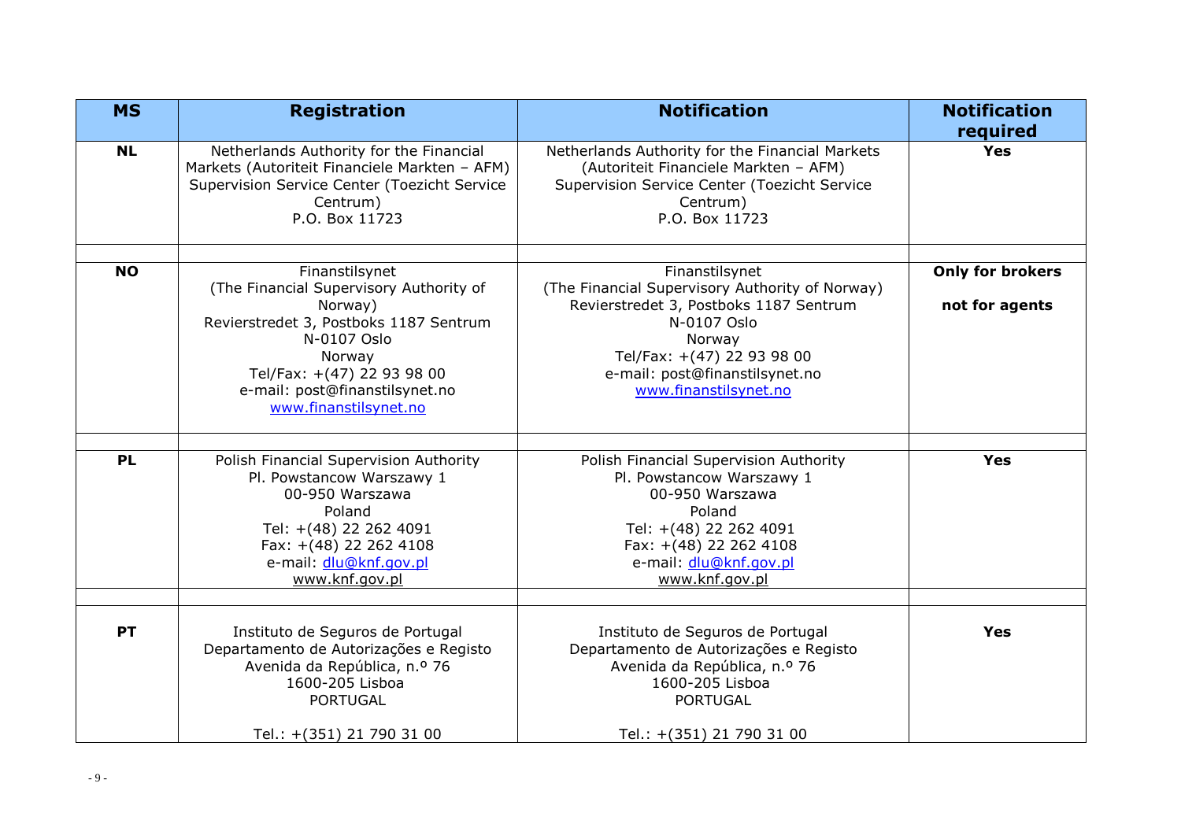| MS | Registration | Notification | Notification required |
|---|---|---|---|
| **NL** | Netherlands Authority for the Financial Markets (Autoriteit Financiele Markten – AFM) Supervision Service Center (Toezicht Service Centrum) P.O. Box 11723 | Netherlands Authority for the Financial Markets (Autoriteit Financiele Markten – AFM) Supervision Service Center (Toezicht Service Centrum) P.O. Box 11723 | **Yes** |
| | | | |
| **NO** | Finanstilsynet (The Financial Supervisory Authority of Norway) Revierstredet 3, Postboks 1187 Sentrum N-0107 Oslo Norway Tel/Fax: +(47) 22 93 98 00 e-mail: post@finanstilsynet.no www.finanstilsynet.no | Finanstilsynet (The Financial Supervisory Authority of Norway) Revierstredet 3, Postboks 1187 Sentrum N-0107 Oslo Norway Tel/Fax: +(47) 22 93 98 00 e-mail: post@finanstilsynet.no www.finanstilsynet.no | **Only for brokers** **not for agents** |
| | | | |
| **PL** | Polish Financial Supervision Authority Pl. Powstancow Warszawy 1 00-950 Warszawa Poland Tel: +(48) 22 262 4091 Fax: +(48) 22 262 4108 e-mail: dlu@knf.gov.pl www.knf.gov.pl | Polish Financial Supervision Authority Pl. Powstancow Warszawy 1 00-950 Warszawa Poland Tel: +(48) 22 262 4091 Fax: +(48) 22 262 4108 e-mail: dlu@knf.gov.pl www.knf.gov.pl | **Yes** |
| | | | |
| **PT** | Instituto de Seguros de Portugal Departamento de Autorizações e Registo Avenida da República, n.º 76 1600-205 Lisboa PORTUGAL Tel.: +(351) 21 790 31 00 | Instituto de Seguros de Portugal Departamento de Autorizações e Registo Avenida da República, n.º 76 1600-205 Lisboa PORTUGAL Tel.: +(351) 21 790 31 00 | **Yes** |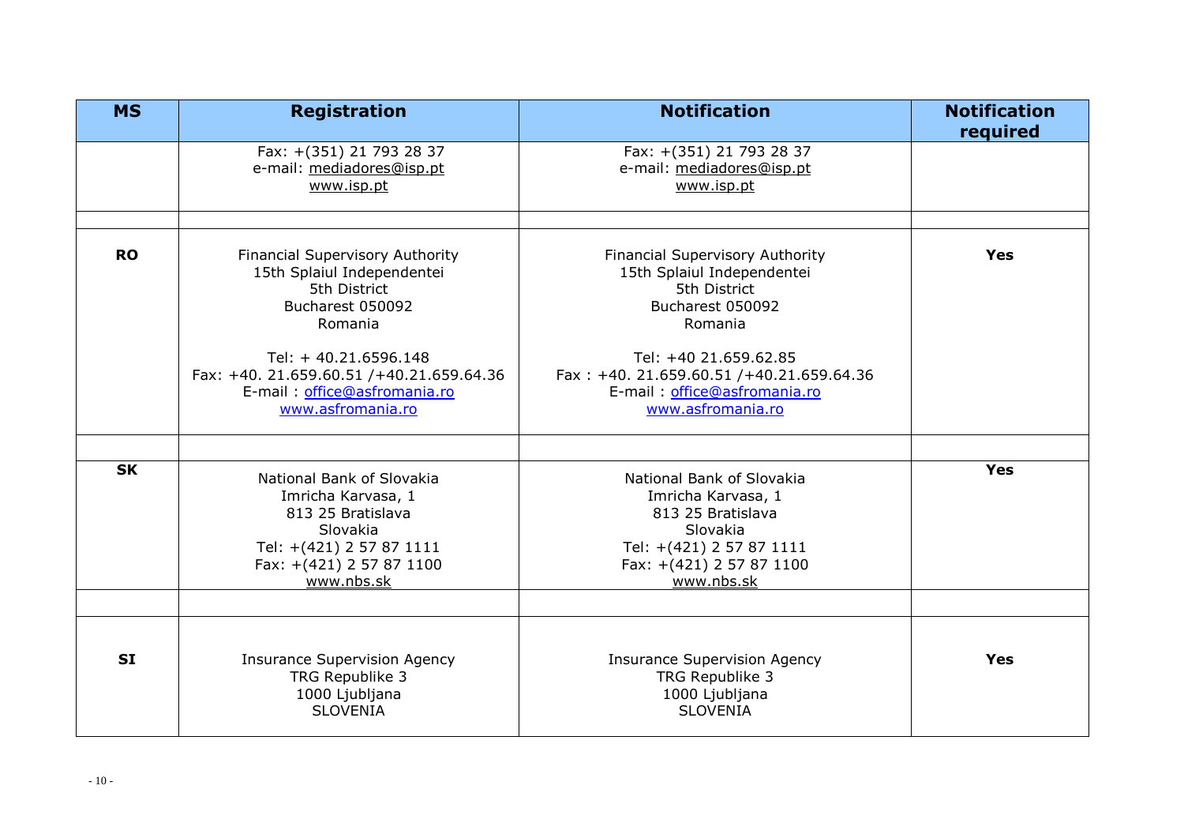| MS | Registration | Notification | Notification required |
|---|---|---|---|
| | Fax: +(351) 21 793 28 37<br>e-mail: mediadores@isp.pt<br>www.isp.pt | Fax: +(351) 21 793 28 37<br>e-mail: mediadores@isp.pt<br>www.isp.pt | |
| | | | |
| **RO** | Financial Supervisory Authority<br>15th Splaiul Independentei<br>5th District<br>Bucharest 050092<br>Romania<br><br>Tel: + 40.21.6596.148<br>Fax: +40. 21.659.60.51 /+40.21.659.64.36<br>E-mail : office@asfromania.ro<br>www.asfromania.ro | Financial Supervisory Authority<br>15th Splaiul Independentei<br>5th District<br>Bucharest 050092<br>Romania<br><br>Tel: +40 21.659.62.85<br>Fax : +40. 21.659.60.51 /+40.21.659.64.36<br>E-mail : office@asfromania.ro<br>www.asfromania.ro | **Yes** |
| | | | |
| **SK** | National Bank of Slovakia<br>Imricha Karvasa, 1<br>813 25 Bratislava<br>Slovakia<br>Tel: +(421) 2 57 87 1111<br>Fax: +(421) 2 57 87 1100<br>www.nbs.sk | National Bank of Slovakia<br>Imricha Karvasa, 1<br>813 25 Bratislava<br>Slovakia<br>Tel: +(421) 2 57 87 1111<br>Fax: +(421) 2 57 87 1100<br>www.nbs.sk | **Yes** |
| | | | |
| **SI** | Insurance Supervision Agency<br>TRG Republike 3<br>1000 Ljubljana<br>SLOVENIA | Insurance Supervision Agency<br>TRG Republike 3<br>1000 Ljubljana<br>SLOVENIA | **Yes** |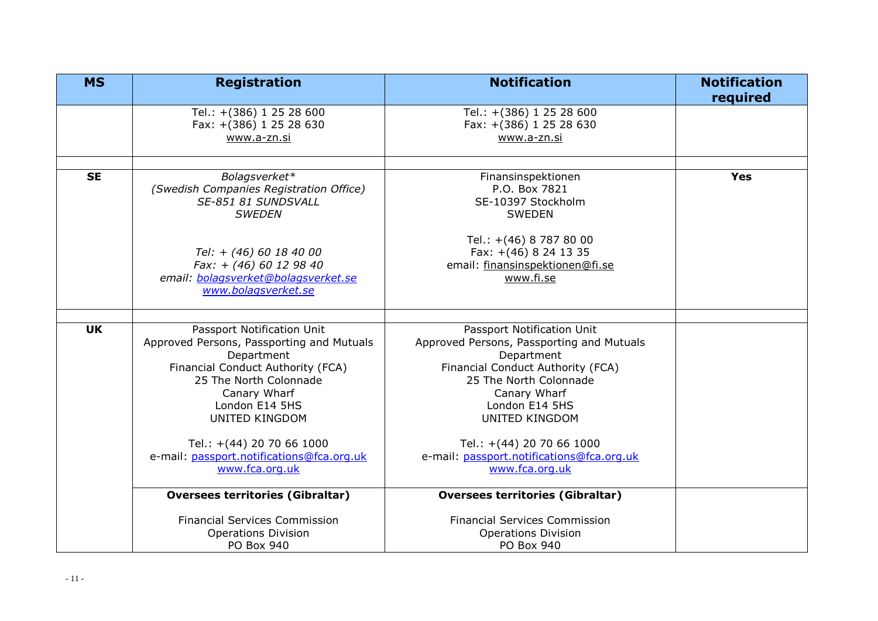| MS | Registration | Notification | Notification required |
|---|---|---|---|
| | Tel.: +(386) 1 25 28 600<br>Fax: +(386) 1 25 28 630<br>www.a-zn.si | Tel.: +(386) 1 25 28 600<br>Fax: +(386) 1 25 28 630<br>www.a-zn.si | |
| | | | |
| **SE** | *Bolagsverket\**<br>*(Swedish Companies Registration Office)*<br>*SE-851 81 SUNDSVALL*<br>*SWEDEN*<br><br>*Tel: + (46) 60 18 40 00*<br>*Fax: + (46) 60 12 98 40*<br>*email: bolagsverket@bolagsverket.se*<br>*www.bolagsverket.se* | Finansinspektionen<br>P.O. Box 7821<br>SE-10397 Stockholm<br>SWEDEN<br><br>Tel.: +(46) 8 787 80 00<br>Fax: +(46) 8 24 13 35<br>email: finansinspektionen@fi.se<br>www.fi.se | **Yes** |
| | | | |
| **UK** | Passport Notification Unit<br>Approved Persons, Passporting and Mutuals Department<br>Financial Conduct Authority (FCA)<br>25 The North Colonnade<br>Canary Wharf<br>London E14 5HS<br>UNITED KINGDOM<br><br>Tel.: +(44) 20 70 66 1000<br>e-mail: passport.notifications@fca.org.uk<br>www.fca.org.uk | Passport Notification Unit<br>Approved Persons, Passporting and Mutuals Department<br>Financial Conduct Authority (FCA)<br>25 The North Colonnade<br>Canary Wharf<br>London E14 5HS<br>UNITED KINGDOM<br><br>Tel.: +(44) 20 70 66 1000<br>e-mail: passport.notifications@fca.org.uk<br>www.fca.org.uk | |
| | **Oversees territories (Gibraltar)**<br><br>Financial Services Commission<br>Operations Division<br>PO Box 940 | **Oversees territories (Gibraltar)**<br><br>Financial Services Commission<br>Operations Division<br>PO Box 940 | |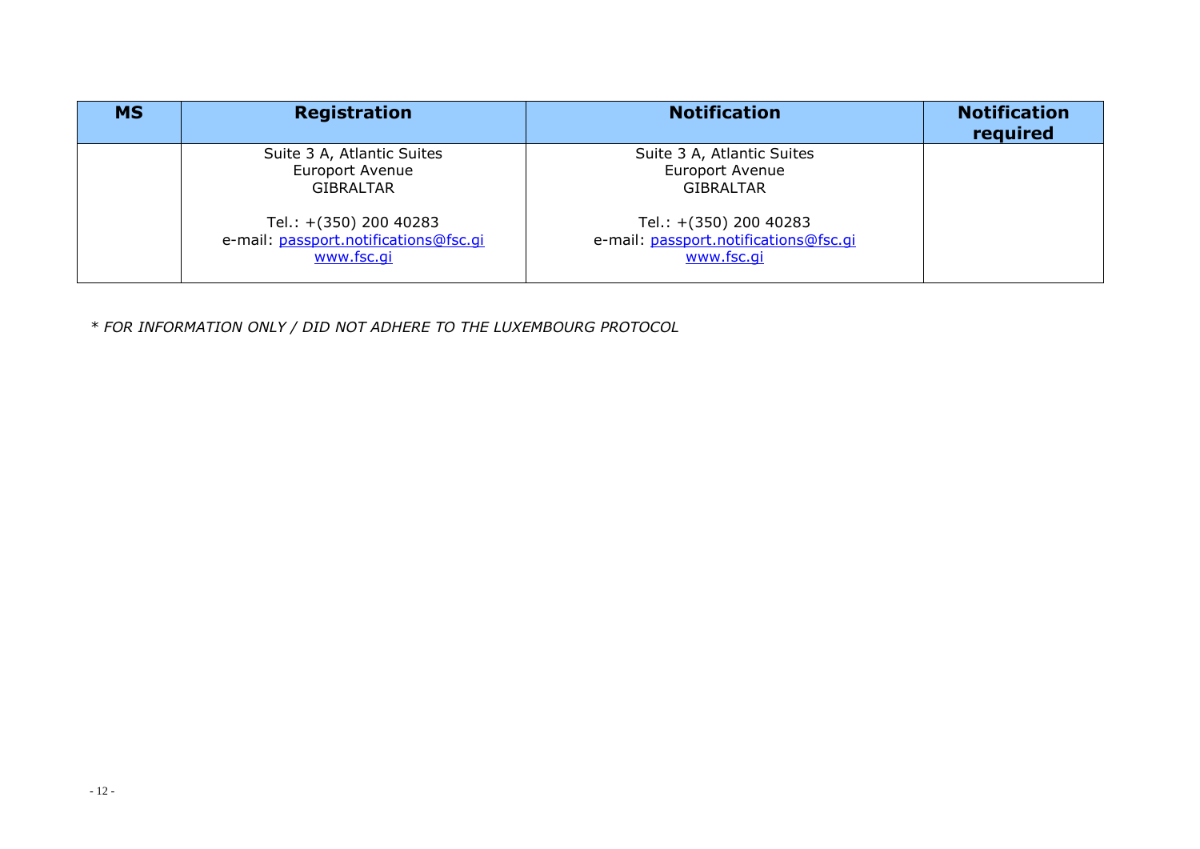| MS | Registration | Notification | Notification required |
|---|---|---|---|
| | Suite 3 A, Atlantic Suites<br>Europort Avenue<br>GIBRALTAR<br><br>Tel.: +(350) 200 40283<br>e-mail: passport.notifications@fsc.gi<br>www.fsc.gi | Suite 3 A, Atlantic Suites<br>Europort Avenue<br>GIBRALTAR<br><br>Tel.: +(350) 200 40283<br>e-mail: passport.notifications@fsc.gi<br>www.fsc.gi | |

*\* FOR INFORMATION ONLY / DID NOT ADHERE TO THE LUXEMBOURG PROTOCOL*